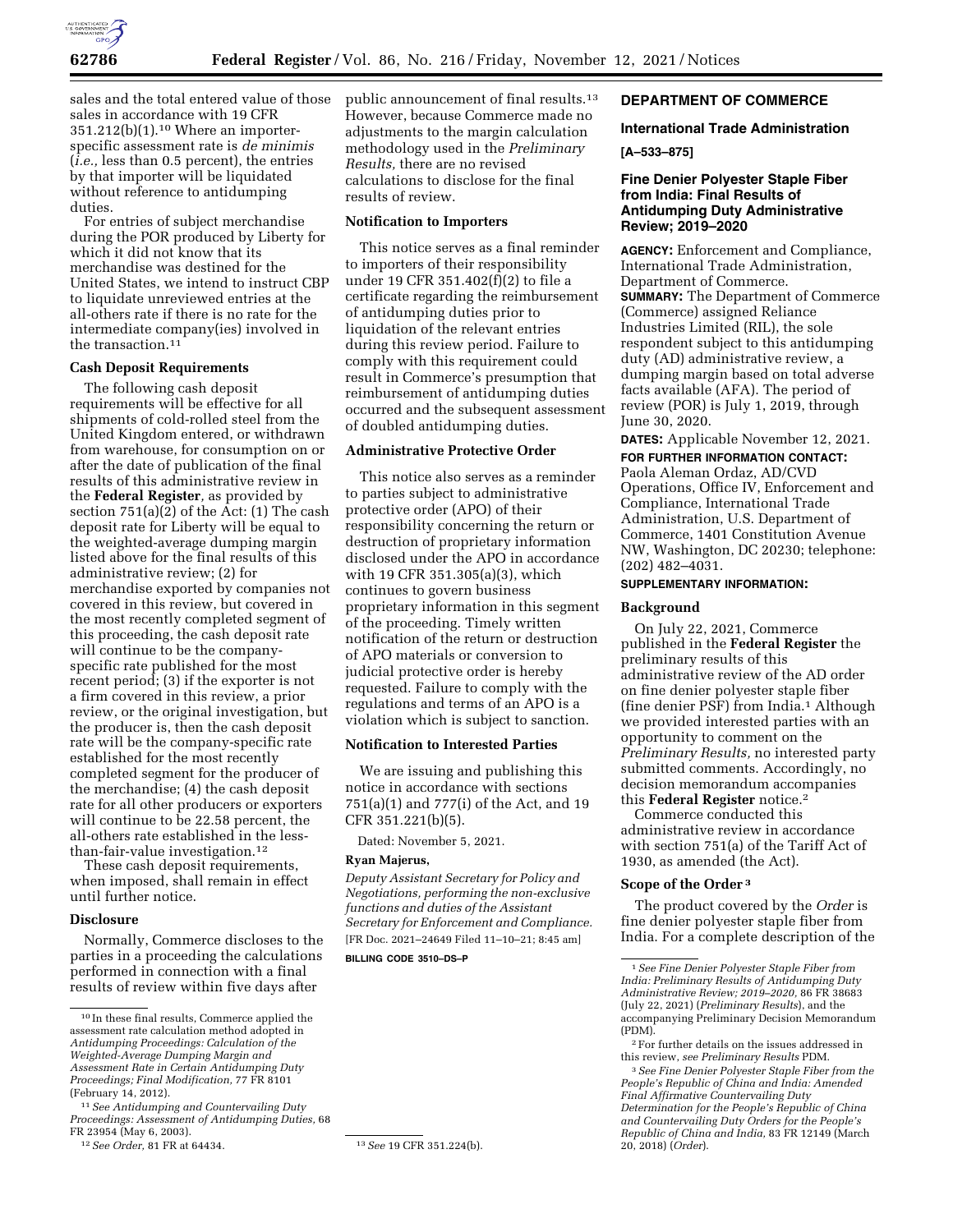sales and the total entered value of those sales in accordance with 19 CFR 351.212(b)(1).[10] Where an importer-specific assessment rate is *de minimis* (*i.e.,* less than 0.5 percent), the entries by that importer will be liquidated without reference to antidumping duties.

For entries of subject merchandise during the POR produced by Liberty for which it did not know that its merchandise was destined for the United States, we intend to instruct CBP to liquidate unreviewed entries at the all-others rate if there is no rate for the intermediate company(ies) involved in the transaction.[11]

### Cash Deposit Requirements

The following cash deposit requirements will be effective for all shipments of cold-rolled steel from the United Kingdom entered, or withdrawn from warehouse, for consumption on or after the date of publication of the final results of this administrative review in the **Federal Register**, as provided by section 751(a)(2) of the Act: (1) The cash deposit rate for Liberty will be equal to the weighted-average dumping margin listed above for the final results of this administrative review; (2) for merchandise exported by companies not covered in this review, but covered in the most recently completed segment of this proceeding, the cash deposit rate will continue to be the company-specific rate published for the most recent period; (3) if the exporter is not a firm covered in this review, a prior review, or the original investigation, but the producer is, then the cash deposit rate will be the company-specific rate established for the most recently completed segment for the producer of the merchandise; (4) the cash deposit rate for all other producers or exporters will continue to be 22.58 percent, the all-others rate established in the less-than-fair-value investigation.[12]

These cash deposit requirements, when imposed, shall remain in effect until further notice.

### Disclosure

Normally, Commerce discloses to the parties in a proceeding the calculations performed in connection with a final results of review within five days after public announcement of final results.[13] However, because Commerce made no adjustments to the margin calculation methodology used in the *Preliminary Results,* there are no revised calculations to disclose for the final results of review.

### Notification to Importers

This notice serves as a final reminder to importers of their responsibility under 19 CFR 351.402(f)(2) to file a certificate regarding the reimbursement of antidumping duties prior to liquidation of the relevant entries during this review period. Failure to comply with this requirement could result in Commerce's presumption that reimbursement of antidumping duties occurred and the subsequent assessment of doubled antidumping duties.

### Administrative Protective Order

This notice also serves as a reminder to parties subject to administrative protective order (APO) of their responsibility concerning the return or destruction of proprietary information disclosed under the APO in accordance with 19 CFR 351.305(a)(3), which continues to govern business proprietary information in this segment of the proceeding. Timely written notification of the return or destruction of APO materials or conversion to judicial protective order is hereby requested. Failure to comply with the regulations and terms of an APO is a violation which is subject to sanction.

### Notification to Interested Parties

We are issuing and publishing this notice in accordance with sections 751(a)(1) and 777(i) of the Act, and 19 CFR 351.221(b)(5).

Dated: November 5, 2021.

**Ryan Majerus,**

*Deputy Assistant Secretary for Policy and Negotiations, performing the non-exclusive functions and duties of the Assistant Secretary for Enforcement and Compliance.*

[FR Doc. 2021–24649 Filed 11–10–21; 8:45 am]

**BILLING CODE 3510–DS–P**

[10] In these final results, Commerce applied the assessment rate calculation method adopted in *Antidumping Proceedings: Calculation of the Weighted-Average Dumping Margin and Assessment Rate in Certain Antidumping Duty Proceedings; Final Modification,* 77 FR 8101 (February 14, 2012).

[11] *See Antidumping and Countervailing Duty Proceedings: Assessment of Antidumping Duties,* 68 FR 23954 (May 6, 2003).

[12] *See Order,* 81 FR at 64434.

[13] *See* 19 CFR 351.224(b).

## DEPARTMENT OF COMMERCE

### International Trade Administration

**[A–533–875]**

### Fine Denier Polyester Staple Fiber from India: Final Results of Antidumping Duty Administrative Review; 2019–2020

**AGENCY:** Enforcement and Compliance, International Trade Administration, Department of Commerce.

**SUMMARY:** The Department of Commerce (Commerce) assigned Reliance Industries Limited (RIL), the sole respondent subject to this antidumping duty (AD) administrative review, a dumping margin based on total adverse facts available (AFA). The period of review (POR) is July 1, 2019, through June 30, 2020.

**DATES:** Applicable November 12, 2021.

**FOR FURTHER INFORMATION CONTACT:** Paola Aleman Ordaz, AD/CVD Operations, Office IV, Enforcement and Compliance, International Trade Administration, U.S. Department of Commerce, 1401 Constitution Avenue NW, Washington, DC 20230; telephone: (202) 482–4031.

**SUPPLEMENTARY INFORMATION:**

### Background

On July 22, 2021, Commerce published in the **Federal Register** the preliminary results of this administrative review of the AD order on fine denier polyester staple fiber (fine denier PSF) from India.[1] Although we provided interested parties with an opportunity to comment on the *Preliminary Results,* no interested party submitted comments. Accordingly, no decision memorandum accompanies this **Federal Register** notice.[2]

Commerce conducted this administrative review in accordance with section 751(a) of the Tariff Act of 1930, as amended (the Act).

### Scope of the Order[3]

The product covered by the *Order* is fine denier polyester staple fiber from India. For a complete description of the

[1] *See Fine Denier Polyester Staple Fiber from India: Preliminary Results of Antidumping Duty Administrative Review; 2019–2020,* 86 FR 38683 (July 22, 2021) (*Preliminary Results*), and the accompanying Preliminary Decision Memorandum (PDM).

[2] For further details on the issues addressed in this review, *see Preliminary Results* PDM.

[3] *See Fine Denier Polyester Staple Fiber from the People's Republic of China and India: Amended Final Affirmative Countervailing Duty Determination for the People's Republic of China and Countervailing Duty Orders for the People's Republic of China and India,* 83 FR 12149 (March 20, 2018) (*Order*).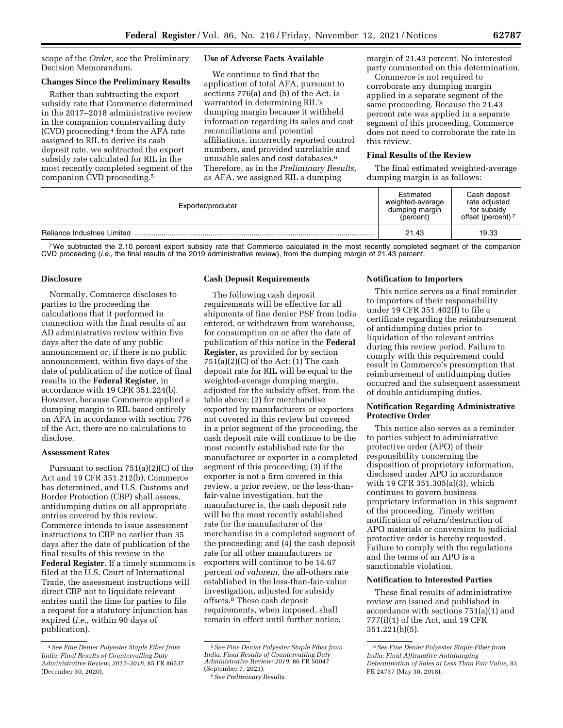scope of the *Order, see* the Preliminary Decision Memorandum.

**Changes Since the Preliminary Results**

Rather than subtracting the export subsidy rate that Commerce determined in the 2017–2018 administrative review in the companion countervailing duty (CVD) proceeding[4] from the AFA rate assigned to RIL to derive its cash deposit rate, we subtracted the export subsidy rate calculated for RIL in the most recently completed segment of the companion CVD proceeding.[5]

**Use of Adverse Facts Available**

We continue to find that the application of total AFA, pursuant to sections 776(a) and (b) of the Act, is warranted in determining RIL's dumping margin because it withheld information regarding its sales and cost reconciliations and potential affiliations, incorrectly reported control numbers, and provided unreliable and unusable sales and cost databases.[6] Therefore, as in the *Preliminary Results,* as AFA, we assigned RIL a dumping margin of 21.43 percent. No interested party commented on this determination.

Commerce is not required to corroborate any dumping margin applied in a separate segment of the same proceeding. Because the 21.43 percent rate was applied in a separate segment of this proceeding, Commerce does not need to corroborate the rate in this review.

**Final Results of the Review**

The final estimated weighted-average dumping margin is as follows:

| Exporter/producer | Estimated weighted-average dumping margin (percent) | Cash deposit rate adjusted for subsidy offset (percent)[7] |
|---|---|---|
| Reliance Industries Limited | 21.43 | 19.33 |

[7] We subtracted the 2.10 percent export subsidy rate that Commerce calculated in the most recently completed segment of the companion CVD proceeding (*i.e.,* the final results of the 2019 administrative review), from the dumping margin of 21.43 percent.

**Disclosure**

Normally, Commerce discloses to parties to the proceeding the calculations that it performed in connection with the final results of an AD administrative review within five days after the date of any public announcement or, if there is no public announcement, within five days of the date of publication of the notice of final results in the **Federal Register***,* in accordance with 19 CFR 351.224(b). However, because Commerce applied a dumping margin to RIL based entirely on AFA in accordance with section 776 of the Act, there are no calculations to disclose.

**Assessment Rates**

Pursuant to section 751(a)(2)(C) of the Act and 19 CFR 351.212(b), Commerce has determined, and U.S. Customs and Border Protection (CBP) shall assess, antidumping duties on all appropriate entries covered by this review. Commerce intends to issue assessment instructions to CBP no earlier than 35 days after the date of publication of the final results of this review in the **Federal Register**. If a timely summons is filed at the U.S. Court of International Trade, the assessment instructions will direct CBP not to liquidate relevant entries until the time for parties to file a request for a statutory injunction has expired (*i.e.,* within 90 days of publication).

**Cash Deposit Requirements**

The following cash deposit requirements will be effective for all shipments of fine denier PSF from India entered, or withdrawn from warehouse, for consumption on or after the date of publication of this notice in the **Federal Register,** as provided for by section 751(a)(2)(C) of the Act: (1) The cash deposit rate for RIL will be equal to the weighted-average dumping margin, adjusted for the subsidy offset, from the table above; (2) for merchandise exported by manufacturers or exporters not covered in this review but covered in a prior segment of the proceeding, the cash deposit rate will continue to be the most recently established rate for the manufacturer or exporter in a completed segment of this proceeding; (3) if the exporter is not a firm covered in this review, a prior review, or the less-than-fair-value investigation, but the manufacturer is, the cash deposit rate will be the most recently established rate for the manufacturer of the merchandise in a completed segment of the proceeding; and (4) the cash deposit rate for all other manufacturers or exporters will continue to be 14.67 percent *ad valorem,* the all-others rate established in the less-than-fair-value investigation, adjusted for subsidy offsets.[8] These cash deposit requirements, when imposed, shall remain in effect until further notice.

**Notification to Importers**

This notice serves as a final reminder to importers of their responsibility under 19 CFR 351.402(f) to file a certificate regarding the reimbursement of antidumping duties prior to liquidation of the relevant entries during this review period. Failure to comply with this requirement could result in Commerce's presumption that reimbursement of antidumping duties occurred and the subsequent assessment of double antidumping duties.

**Notification Regarding Administrative Protective Order**

This notice also serves as a reminder to parties subject to administrative protective order (APO) of their responsibility concerning the disposition of proprietary information, disclosed under APO in accordance with 19 CFR 351.305(a)(3), which continues to govern business proprietary information in this segment of the proceeding. Timely written notification of return/destruction of APO materials or conversion to judicial protective order is hereby requested. Failure to comply with the regulations and the terms of an APO is a sanctionable violation.

**Notification to Interested Parties**

These final results of administrative review are issued and published in accordance with sections 751(a)(1) and 777(i)(1) of the Act, and 19 CFR 351.221(b)(5).

---

[4] *See Fine Denier Polyester Staple Fiber from India: Final Results of Countervailing Duty Administrative Review; 2017–2018,* 85 FR 86537 (December 30, 2020).

[5] *See Fine Denier Polyester Staple Fiber from India: Final Results of Countervailing Duty Administrative Review; 2019,* 86 FR 50047 (September 7, 2021).

[6] *See Preliminary Results.*

[8] *See Fine Denier Polyester Staple Fiber from India: Final Affirmative Antidumping Determination of Sales at Less Than Fair Value,* 83 FR 24737 (May 30, 2018).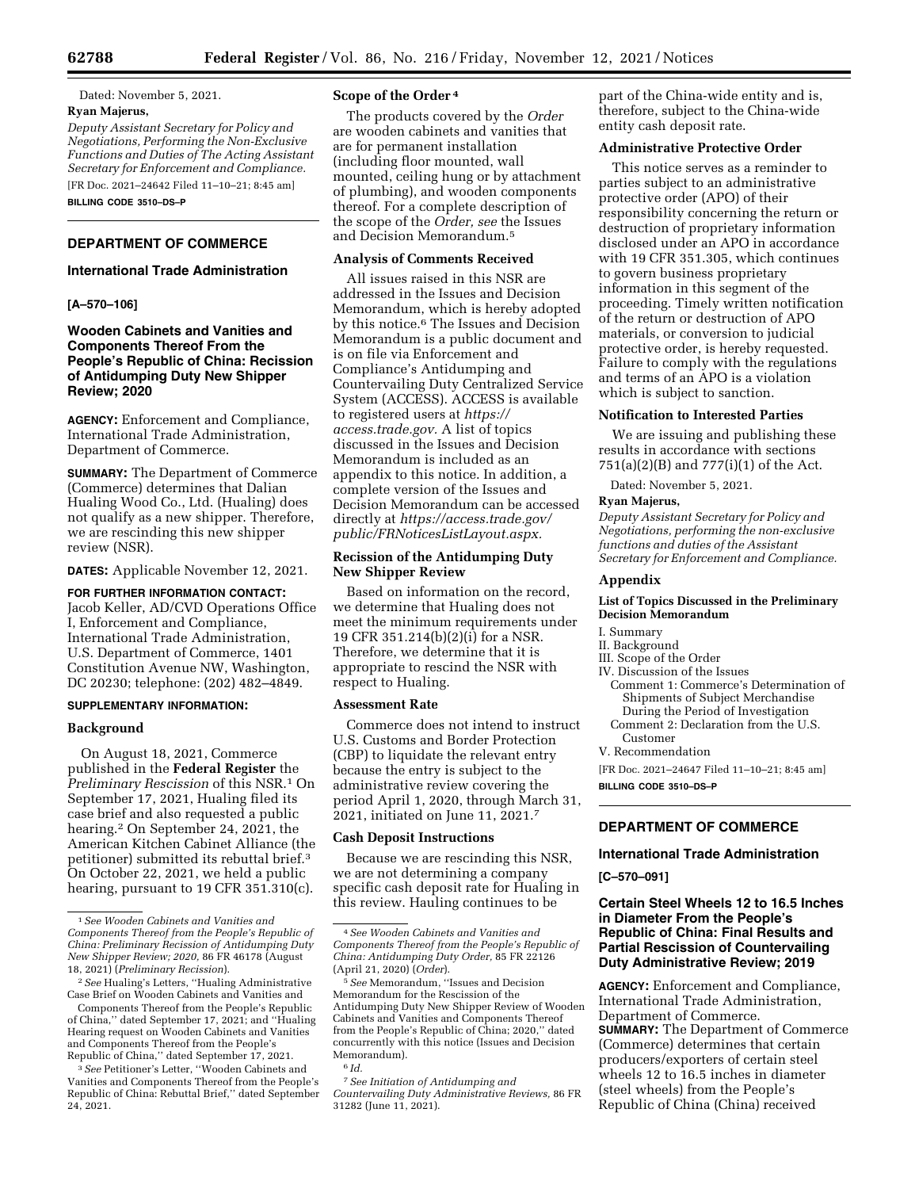Dated: November 5, 2021.

**Ryan Majerus,**

*Deputy Assistant Secretary for Policy and Negotiations, Performing the Non-Exclusive Functions and Duties of The Acting Assistant Secretary for Enforcement and Compliance.*

[FR Doc. 2021–24642 Filed 11–10–21; 8:45 am]

**BILLING CODE 3510–DS–P**

## DEPARTMENT OF COMMERCE

### International Trade Administration

**[A–570–106]**

### Wooden Cabinets and Vanities and Components Thereof From the People's Republic of China: Recission of Antidumping Duty New Shipper Review; 2020

**AGENCY:** Enforcement and Compliance, International Trade Administration, Department of Commerce.

**SUMMARY:** The Department of Commerce (Commerce) determines that Dalian Hualing Wood Co., Ltd. (Hualing) does not qualify as a new shipper. Therefore, we are rescinding this new shipper review (NSR).

**DATES:** Applicable November 12, 2021.

**FOR FURTHER INFORMATION CONTACT:** Jacob Keller, AD/CVD Operations Office I, Enforcement and Compliance, International Trade Administration, U.S. Department of Commerce, 1401 Constitution Avenue NW, Washington, DC 20230; telephone: (202) 482–4849.

**SUPPLEMENTARY INFORMATION:**

#### Background

On August 18, 2021, Commerce published in the **Federal Register** the *Preliminary Rescission* of this NSR.[1] On September 17, 2021, Hualing filed its case brief and also requested a public hearing.[2] On September 24, 2021, the American Kitchen Cabinet Alliance (the petitioner) submitted its rebuttal brief.[3] On October 22, 2021, we held a public hearing, pursuant to 19 CFR 351.310(c).

#### Scope of the Order[4]

The products covered by the *Order* are wooden cabinets and vanities that are for permanent installation (including floor mounted, wall mounted, ceiling hung or by attachment of plumbing), and wooden components thereof. For a complete description of the scope of the *Order, see* the Issues and Decision Memorandum.[5]

#### Analysis of Comments Received

All issues raised in this NSR are addressed in the Issues and Decision Memorandum, which is hereby adopted by this notice.[6] The Issues and Decision Memorandum is a public document and is on file via Enforcement and Compliance's Antidumping and Countervailing Duty Centralized Service System (ACCESS). ACCESS is available to registered users at *https://access.trade.gov.* A list of topics discussed in the Issues and Decision Memorandum is included as an appendix to this notice. In addition, a complete version of the Issues and Decision Memorandum can be accessed directly at *https://access.trade.gov/public/FRNoticesListLayout.aspx.*

#### Recission of the Antidumping Duty New Shipper Review

Based on information on the record, we determine that Hualing does not meet the minimum requirements under 19 CFR 351.214(b)(2)(i) for a NSR. Therefore, we determine that it is appropriate to rescind the NSR with respect to Hualing.

#### Assessment Rate

Commerce does not intend to instruct U.S. Customs and Border Protection (CBP) to liquidate the relevant entry because the entry is subject to the administrative review covering the period April 1, 2020, through March 31, 2021, initiated on June 11, 2021.[7]

#### Cash Deposit Instructions

Because we are rescinding this NSR, we are not determining a company specific cash deposit rate for Hualing in this review. Hauling continues to be part of the China-wide entity and is, therefore, subject to the China-wide entity cash deposit rate.

#### Administrative Protective Order

This notice serves as a reminder to parties subject to an administrative protective order (APO) of their responsibility concerning the return or destruction of proprietary information disclosed under an APO in accordance with 19 CFR 351.305, which continues to govern business proprietary information in this segment of the proceeding. Timely written notification of the return or destruction of APO materials, or conversion to judicial protective order, is hereby requested. Failure to comply with the regulations and terms of an APO is a violation which is subject to sanction.

#### Notification to Interested Parties

We are issuing and publishing these results in accordance with sections 751(a)(2)(B) and 777(i)(1) of the Act.

Dated: November 5, 2021.

**Ryan Majerus,**

*Deputy Assistant Secretary for Policy and Negotiations, performing the non-exclusive functions and duties of the Assistant Secretary for Enforcement and Compliance.*

#### Appendix

**List of Topics Discussed in the Preliminary Decision Memorandum**

I. Summary
II. Background
III. Scope of the Order
IV. Discussion of the Issues
  Comment 1: Commerce's Determination of Shipments of Subject Merchandise During the Period of Investigation
  Comment 2: Declaration from the U.S. Customer
V. Recommendation

[FR Doc. 2021–24647 Filed 11–10–21; 8:45 am]

**BILLING CODE 3510–DS–P**

---

[1] *See Wooden Cabinets and Vanities and Components Thereof from the People's Republic of China: Preliminary Recission of Antidumping Duty New Shipper Review; 2020,* 86 FR 46178 (August 18, 2021) (*Preliminary Recission*).

[2] *See* Hualing's Letters, "Hualing Administrative Case Brief on Wooden Cabinets and Vanities and Components Thereof from the People's Republic of China," dated September 17, 2021; and "Hualing Hearing request on Wooden Cabinets and Vanities and Components Thereof from the People's Republic of China," dated September 17, 2021.

[3] *See* Petitioner's Letter, "Wooden Cabinets and Vanities and Components Thereof from the People's Republic of China: Rebuttal Brief," dated September 24, 2021.

[4] *See Wooden Cabinets and Vanities and Components Thereof from the People's Republic of China: Antidumping Duty Order,* 85 FR 22126 (April 21, 2020) (*Order*).

[5] *See* Memorandum, "Issues and Decision Memorandum for the Rescission of the Antidumping Duty New Shipper Review of Wooden Cabinets and Vanities and Components Thereof from the People's Republic of China; 2020," dated concurrently with this notice (Issues and Decision Memorandum).

[6] *Id.*

[7] *See Initiation of Antidumping and Countervailing Duty Administrative Reviews,* 86 FR 31282 (June 11, 2021).

---

## DEPARTMENT OF COMMERCE

### International Trade Administration

**[C–570–091]**

### Certain Steel Wheels 12 to 16.5 Inches in Diameter From the People's Republic of China: Final Results and Partial Rescission of Countervailing Duty Administrative Review; 2019

**AGENCY:** Enforcement and Compliance, International Trade Administration, Department of Commerce.

**SUMMARY:** The Department of Commerce (Commerce) determines that certain producers/exporters of certain steel wheels 12 to 16.5 inches in diameter (steel wheels) from the People's Republic of China (China) received